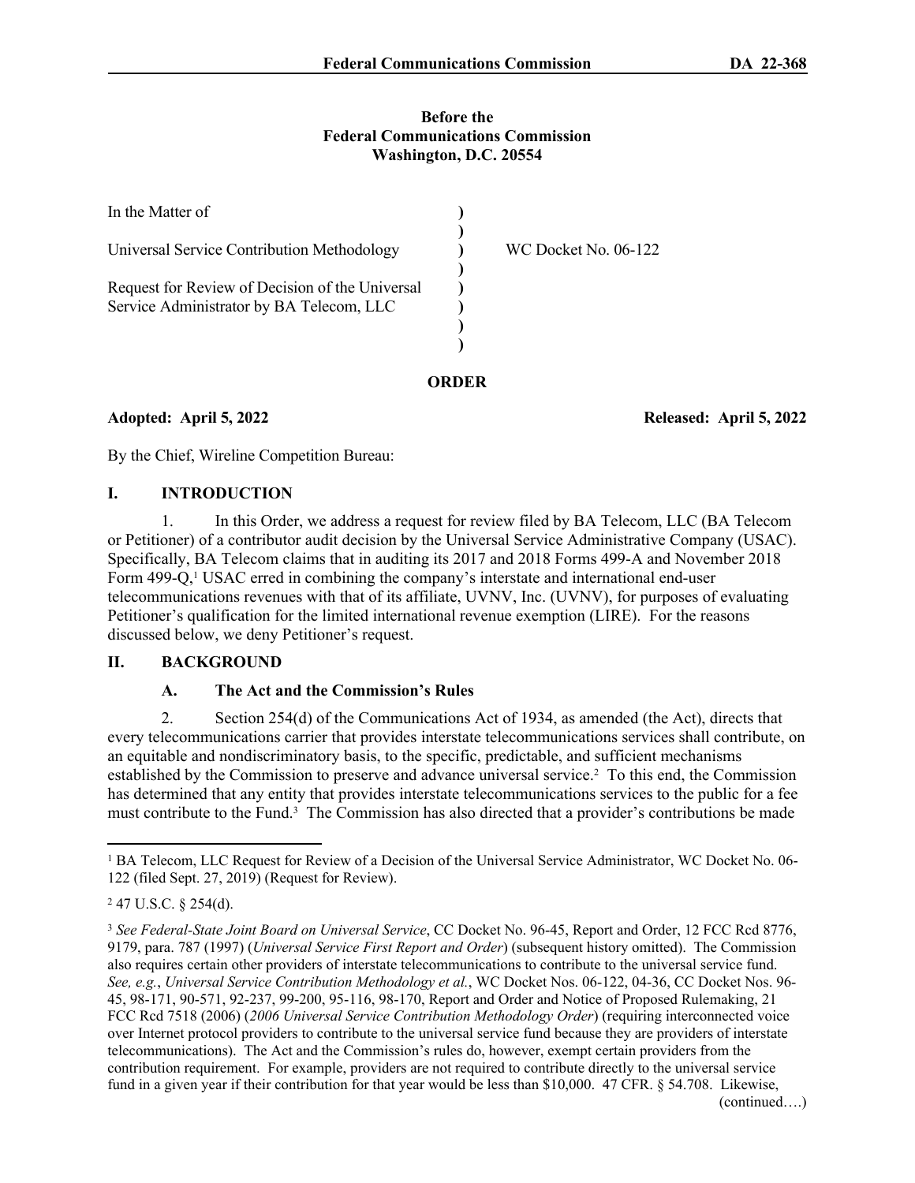**Before the**
**Federal Communications Commission**
**Washington, D.C. 20554**

| | | |
|---|---|---|
| In the Matter of | ) | |
| | ) | |
| Universal Service Contribution Methodology | ) | WC Docket No. 06-122 |
| | ) | |
| Request for Review of Decision of the Universal Service Administrator by BA Telecom, LLC | ) | |
| | ) | |
| | ) | |

**ORDER**

**Adopted: April 5, 2022** **Released: April 5, 2022**

By the Chief, Wireline Competition Bureau:

## I. INTRODUCTION

1. In this Order, we address a request for review filed by BA Telecom, LLC (BA Telecom or Petitioner) of a contributor audit decision by the Universal Service Administrative Company (USAC). Specifically, BA Telecom claims that in auditing its 2017 and 2018 Forms 499-A and November 2018 Form 499-Q,[1] USAC erred in combining the company's interstate and international end-user telecommunications revenues with that of its affiliate, UVNV, Inc. (UVNV), for purposes of evaluating Petitioner's qualification for the limited international revenue exemption (LIRE). For the reasons discussed below, we deny Petitioner's request.

## II. BACKGROUND

### A. The Act and the Commission's Rules

2. Section 254(d) of the Communications Act of 1934, as amended (the Act), directs that every telecommunications carrier that provides interstate telecommunications services shall contribute, on an equitable and nondiscriminatory basis, to the specific, predictable, and sufficient mechanisms established by the Commission to preserve and advance universal service.[2] To this end, the Commission has determined that any entity that provides interstate telecommunications services to the public for a fee must contribute to the Fund.[3] The Commission has also directed that a provider's contributions be made

---

[1] BA Telecom, LLC Request for Review of a Decision of the Universal Service Administrator, WC Docket No. 06-122 (filed Sept. 27, 2019) (Request for Review).

[2] 47 U.S.C. § 254(d).

[3] *See Federal-State Joint Board on Universal Service*, CC Docket No. 96-45, Report and Order, 12 FCC Rcd 8776, 9179, para. 787 (1997) (*Universal Service First Report and Order*) (subsequent history omitted). The Commission also requires certain other providers of interstate telecommunications to contribute to the universal service fund. *See, e.g.*, *Universal Service Contribution Methodology et al.*, WC Docket Nos. 06-122, 04-36, CC Docket Nos. 96-45, 98-171, 90-571, 92-237, 99-200, 95-116, 98-170, Report and Order and Notice of Proposed Rulemaking, 21 FCC Rcd 7518 (2006) (*2006 Universal Service Contribution Methodology Order*) (requiring interconnected voice over Internet protocol providers to contribute to the universal service fund because they are providers of interstate telecommunications). The Act and the Commission's rules do, however, exempt certain providers from the contribution requirement. For example, providers are not required to contribute directly to the universal service fund in a given year if their contribution for that year would be less than $10,000. 47 CFR. § 54.708. Likewise,

(continued….)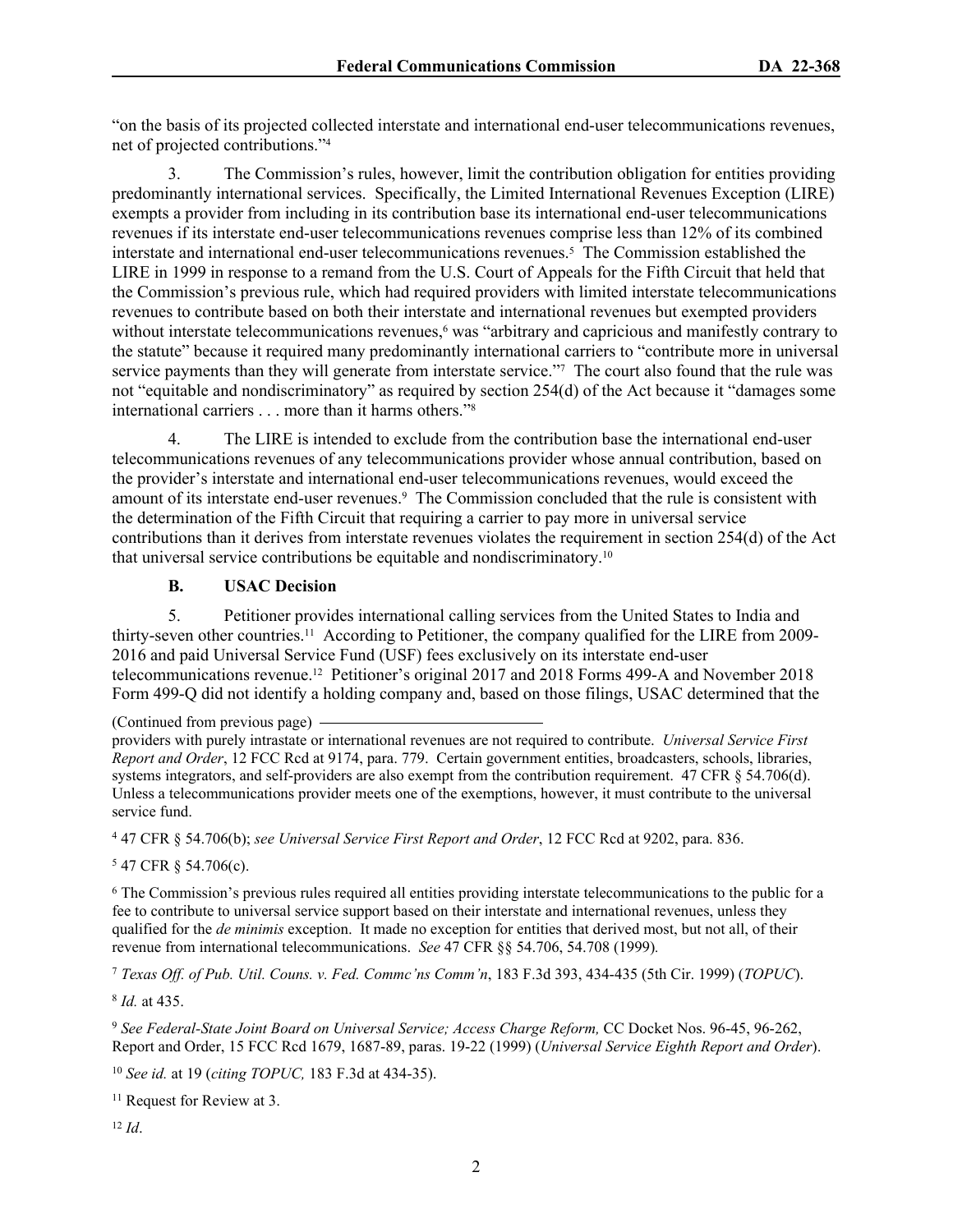"on the basis of its projected collected interstate and international end-user telecommunications revenues, net of projected contributions."[4]

3. The Commission's rules, however, limit the contribution obligation for entities providing predominantly international services. Specifically, the Limited International Revenues Exception (LIRE) exempts a provider from including in its contribution base its international end-user telecommunications revenues if its interstate end-user telecommunications revenues comprise less than 12% of its combined interstate and international end-user telecommunications revenues.[5] The Commission established the LIRE in 1999 in response to a remand from the U.S. Court of Appeals for the Fifth Circuit that held that the Commission's previous rule, which had required providers with limited interstate telecommunications revenues to contribute based on both their interstate and international revenues but exempted providers without interstate telecommunications revenues,[6] was "arbitrary and capricious and manifestly contrary to the statute" because it required many predominantly international carriers to "contribute more in universal service payments than they will generate from interstate service."[7] The court also found that the rule was not "equitable and nondiscriminatory" as required by section 254(d) of the Act because it "damages some international carriers . . . more than it harms others."[8]

4. The LIRE is intended to exclude from the contribution base the international end-user telecommunications revenues of any telecommunications provider whose annual contribution, based on the provider's interstate and international end-user telecommunications revenues, would exceed the amount of its interstate end-user revenues.[9] The Commission concluded that the rule is consistent with the determination of the Fifth Circuit that requiring a carrier to pay more in universal service contributions than it derives from interstate revenues violates the requirement in section 254(d) of the Act that universal service contributions be equitable and nondiscriminatory.[10]

### B. USAC Decision

5. Petitioner provides international calling services from the United States to India and thirty-seven other countries.[11] According to Petitioner, the company qualified for the LIRE from 2009-2016 and paid Universal Service Fund (USF) fees exclusively on its interstate end-user telecommunications revenue.[12] Petitioner's original 2017 and 2018 Forms 499-A and November 2018 Form 499-Q did not identify a holding company and, based on those filings, USAC determined that the

(Continued from previous page) providers with purely intrastate or international revenues are not required to contribute. *Universal Service First Report and Order*, 12 FCC Rcd at 9174, para. 779. Certain government entities, broadcasters, schools, libraries, systems integrators, and self-providers are also exempt from the contribution requirement. 47 CFR § 54.706(d). Unless a telecommunications provider meets one of the exemptions, however, it must contribute to the universal service fund.

[4] 47 CFR § 54.706(b); *see Universal Service First Report and Order*, 12 FCC Rcd at 9202, para. 836.

[5] 47 CFR § 54.706(c).

[6] The Commission's previous rules required all entities providing interstate telecommunications to the public for a fee to contribute to universal service support based on their interstate and international revenues, unless they qualified for the *de minimis* exception. It made no exception for entities that derived most, but not all, of their revenue from international telecommunications. *See* 47 CFR §§ 54.706, 54.708 (1999).

[7] *Texas Off. of Pub. Util. Couns. v. Fed. Commc'ns Comm'n*, 183 F.3d 393, 434-435 (5th Cir. 1999) (*TOPUC*).

[8] *Id.* at 435.

[9] *See Federal-State Joint Board on Universal Service; Access Charge Reform,* CC Docket Nos. 96-45, 96-262, Report and Order, 15 FCC Rcd 1679, 1687-89, paras. 19-22 (1999) (*Universal Service Eighth Report and Order*).

[10] *See id.* at 19 (*citing TOPUC,* 183 F.3d at 434-35).

[11] Request for Review at 3.

[12] *Id*.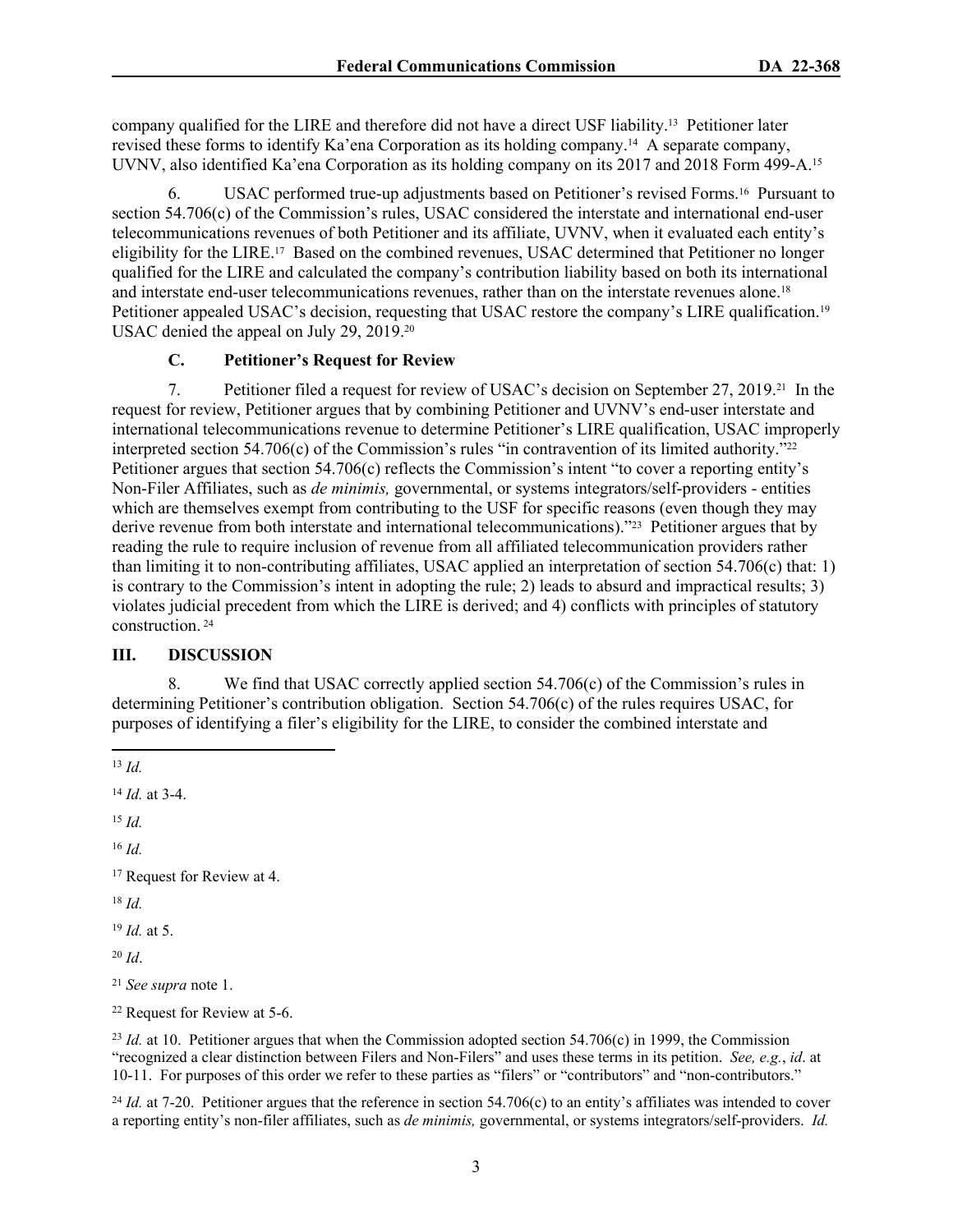company qualified for the LIRE and therefore did not have a direct USF liability.[13] Petitioner later revised these forms to identify Ka'ena Corporation as its holding company.[14] A separate company, UVNV, also identified Ka'ena Corporation as its holding company on its 2017 and 2018 Form 499-A.[15]

6. USAC performed true-up adjustments based on Petitioner's revised Forms.[16] Pursuant to section 54.706(c) of the Commission's rules, USAC considered the interstate and international end-user telecommunications revenues of both Petitioner and its affiliate, UVNV, when it evaluated each entity's eligibility for the LIRE.[17] Based on the combined revenues, USAC determined that Petitioner no longer qualified for the LIRE and calculated the company's contribution liability based on both its international and interstate end-user telecommunications revenues, rather than on the interstate revenues alone.[18] Petitioner appealed USAC's decision, requesting that USAC restore the company's LIRE qualification.[19] USAC denied the appeal on July 29, 2019.[20]

### C. Petitioner's Request for Review

7. Petitioner filed a request for review of USAC's decision on September 27, 2019.[21] In the request for review, Petitioner argues that by combining Petitioner and UVNV's end-user interstate and international telecommunications revenue to determine Petitioner's LIRE qualification, USAC improperly interpreted section 54.706(c) of the Commission's rules "in contravention of its limited authority."[22] Petitioner argues that section 54.706(c) reflects the Commission's intent "to cover a reporting entity's Non-Filer Affiliates, such as *de minimis,* governmental, or systems integrators/self-providers - entities which are themselves exempt from contributing to the USF for specific reasons (even though they may derive revenue from both interstate and international telecommunications)."[23] Petitioner argues that by reading the rule to require inclusion of revenue from all affiliated telecommunication providers rather than limiting it to non-contributing affiliates, USAC applied an interpretation of section 54.706(c) that: 1) is contrary to the Commission's intent in adopting the rule; 2) leads to absurd and impractical results; 3) violates judicial precedent from which the LIRE is derived; and 4) conflicts with principles of statutory construction.[24]

## III. DISCUSSION

8. We find that USAC correctly applied section 54.706(c) of the Commission's rules in determining Petitioner's contribution obligation. Section 54.706(c) of the rules requires USAC, for purposes of identifying a filer's eligibility for the LIRE, to consider the combined interstate and

---

[13] *Id.*

[14] *Id.* at 3-4.

[15] *Id.*

[16] *Id.*

[17] Request for Review at 4.

[18] *Id.*

[19] *Id.* at 5.

[20] *Id*.

[21] *See supra* note 1.

[22] Request for Review at 5-6.

[23] *Id.* at 10. Petitioner argues that when the Commission adopted section 54.706(c) in 1999, the Commission "recognized a clear distinction between Filers and Non-Filers" and uses these terms in its petition. *See, e.g.*, *id*. at 10-11. For purposes of this order we refer to these parties as "filers" or "contributors" and "non-contributors."

[24] *Id.* at 7-20. Petitioner argues that the reference in section 54.706(c) to an entity's affiliates was intended to cover a reporting entity's non-filer affiliates, such as *de minimis,* governmental, or systems integrators/self-providers. *Id.*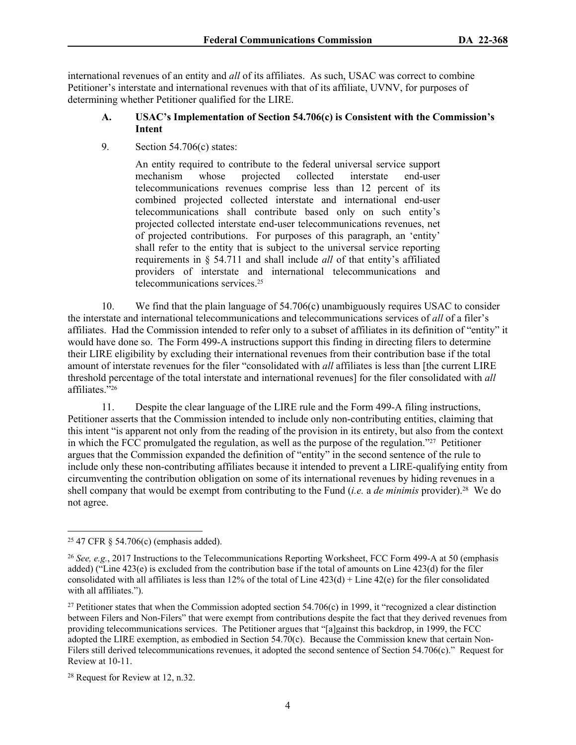international revenues of an entity and *all* of its affiliates. As such, USAC was correct to combine Petitioner's interstate and international revenues with that of its affiliate, UVNV, for purposes of determining whether Petitioner qualified for the LIRE.

### A. USAC's Implementation of Section 54.706(c) is Consistent with the Commission's Intent

9. Section 54.706(c) states:

> An entity required to contribute to the federal universal service support mechanism whose projected collected interstate end-user telecommunications revenues comprise less than 12 percent of its combined projected collected interstate and international end-user telecommunications shall contribute based only on such entity's projected collected interstate end-user telecommunications revenues, net of projected contributions. For purposes of this paragraph, an 'entity' shall refer to the entity that is subject to the universal service reporting requirements in § 54.711 and shall include *all* of that entity's affiliated providers of interstate and international telecommunications and telecommunications services.[25]

10. We find that the plain language of 54.706(c) unambiguously requires USAC to consider the interstate and international telecommunications and telecommunications services of *all* of a filer's affiliates. Had the Commission intended to refer only to a subset of affiliates in its definition of "entity" it would have done so. The Form 499-A instructions support this finding in directing filers to determine their LIRE eligibility by excluding their international revenues from their contribution base if the total amount of interstate revenues for the filer "consolidated with *all* affiliates is less than [the current LIRE threshold percentage of the total interstate and international revenues] for the filer consolidated with *all* affiliates."[26]

11. Despite the clear language of the LIRE rule and the Form 499-A filing instructions, Petitioner asserts that the Commission intended to include only non-contributing entities, claiming that this intent "is apparent not only from the reading of the provision in its entirety, but also from the context in which the FCC promulgated the regulation, as well as the purpose of the regulation."[27] Petitioner argues that the Commission expanded the definition of "entity" in the second sentence of the rule to include only these non-contributing affiliates because it intended to prevent a LIRE-qualifying entity from circumventing the contribution obligation on some of its international revenues by hiding revenues in a shell company that would be exempt from contributing to the Fund (*i.e.* a *de minimis* provider).[28] We do not agree.

---

[25] 47 CFR § 54.706(c) (emphasis added).

[26] *See, e.g.*, 2017 Instructions to the Telecommunications Reporting Worksheet, FCC Form 499-A at 50 (emphasis added) ("Line 423(e) is excluded from the contribution base if the total of amounts on Line 423(d) for the filer consolidated with all affiliates is less than 12% of the total of Line 423(d) + Line 42(e) for the filer consolidated with all affiliates.").

[27] Petitioner states that when the Commission adopted section 54.706(c) in 1999, it "recognized a clear distinction between Filers and Non-Filers" that were exempt from contributions despite the fact that they derived revenues from providing telecommunications services. The Petitioner argues that "[a]gainst this backdrop, in 1999, the FCC adopted the LIRE exemption, as embodied in Section 54.70(c). Because the Commission knew that certain Non-Filers still derived telecommunications revenues, it adopted the second sentence of Section 54.706(c)." Request for Review at 10-11.

[28] Request for Review at 12, n.32.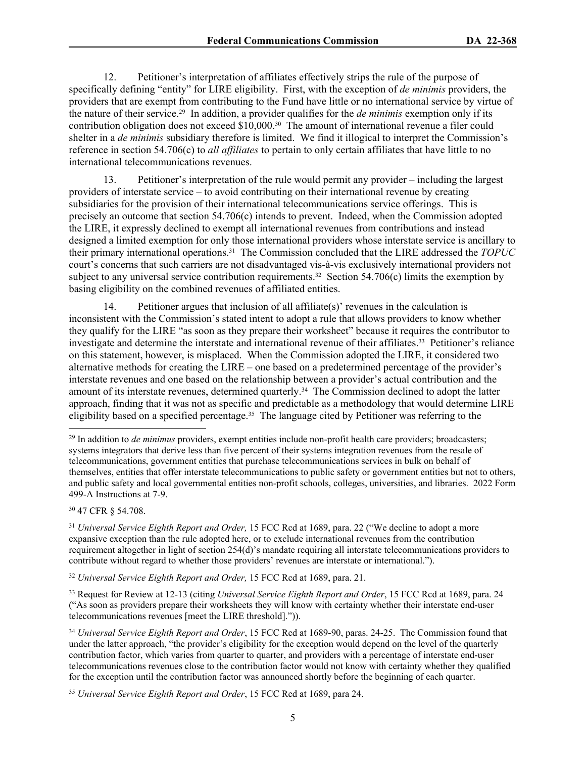12. Petitioner's interpretation of affiliates effectively strips the rule of the purpose of specifically defining "entity" for LIRE eligibility. First, with the exception of *de minimis* providers, the providers that are exempt from contributing to the Fund have little or no international service by virtue of the nature of their service.[29] In addition, a provider qualifies for the *de minimis* exemption only if its contribution obligation does not exceed $10,000.[30] The amount of international revenue a filer could shelter in a *de minimis* subsidiary therefore is limited. We find it illogical to interpret the Commission's reference in section 54.706(c) to *all affiliates* to pertain to only certain affiliates that have little to no international telecommunications revenues.

13. Petitioner's interpretation of the rule would permit any provider – including the largest providers of interstate service – to avoid contributing on their international revenue by creating subsidiaries for the provision of their international telecommunications service offerings. This is precisely an outcome that section 54.706(c) intends to prevent. Indeed, when the Commission adopted the LIRE, it expressly declined to exempt all international revenues from contributions and instead designed a limited exemption for only those international providers whose interstate service is ancillary to their primary international operations.[31] The Commission concluded that the LIRE addressed the *TOPUC* court's concerns that such carriers are not disadvantaged vis-à-vis exclusively international providers not subject to any universal service contribution requirements.[32] Section 54.706(c) limits the exemption by basing eligibility on the combined revenues of affiliated entities.

14. Petitioner argues that inclusion of all affiliate(s)' revenues in the calculation is inconsistent with the Commission's stated intent to adopt a rule that allows providers to know whether they qualify for the LIRE "as soon as they prepare their worksheet" because it requires the contributor to investigate and determine the interstate and international revenue of their affiliates.[33] Petitioner's reliance on this statement, however, is misplaced. When the Commission adopted the LIRE, it considered two alternative methods for creating the LIRE – one based on a predetermined percentage of the provider's interstate revenues and one based on the relationship between a provider's actual contribution and the amount of its interstate revenues, determined quarterly.[34] The Commission declined to adopt the latter approach, finding that it was not as specific and predictable as a methodology that would determine LIRE eligibility based on a specified percentage.[35] The language cited by Petitioner was referring to the

---

[29] In addition to *de minimus* providers, exempt entities include non-profit health care providers; broadcasters; systems integrators that derive less than five percent of their systems integration revenues from the resale of telecommunications, government entities that purchase telecommunications services in bulk on behalf of themselves, entities that offer interstate telecommunications to public safety or government entities but not to others, and public safety and local governmental entities non-profit schools, colleges, universities, and libraries. 2022 Form 499-A Instructions at 7-9.

[30] 47 CFR § 54.708.

[31] *Universal Service Eighth Report and Order,* 15 FCC Rcd at 1689, para. 22 ("We decline to adopt a more expansive exception than the rule adopted here, or to exclude international revenues from the contribution requirement altogether in light of section 254(d)'s mandate requiring all interstate telecommunications providers to contribute without regard to whether those providers' revenues are interstate or international.").

[32] *Universal Service Eighth Report and Order,* 15 FCC Rcd at 1689, para. 21.

[33] Request for Review at 12-13 (citing *Universal Service Eighth Report and Order*, 15 FCC Rcd at 1689, para. 24 ("As soon as providers prepare their worksheets they will know with certainty whether their interstate end-user telecommunications revenues [meet the LIRE threshold].")).

[34] *Universal Service Eighth Report and Order*, 15 FCC Rcd at 1689-90, paras. 24-25. The Commission found that under the latter approach, "the provider's eligibility for the exception would depend on the level of the quarterly contribution factor, which varies from quarter to quarter, and providers with a percentage of interstate end-user telecommunications revenues close to the contribution factor would not know with certainty whether they qualified for the exception until the contribution factor was announced shortly before the beginning of each quarter.

[35] *Universal Service Eighth Report and Order*, 15 FCC Rcd at 1689, para 24.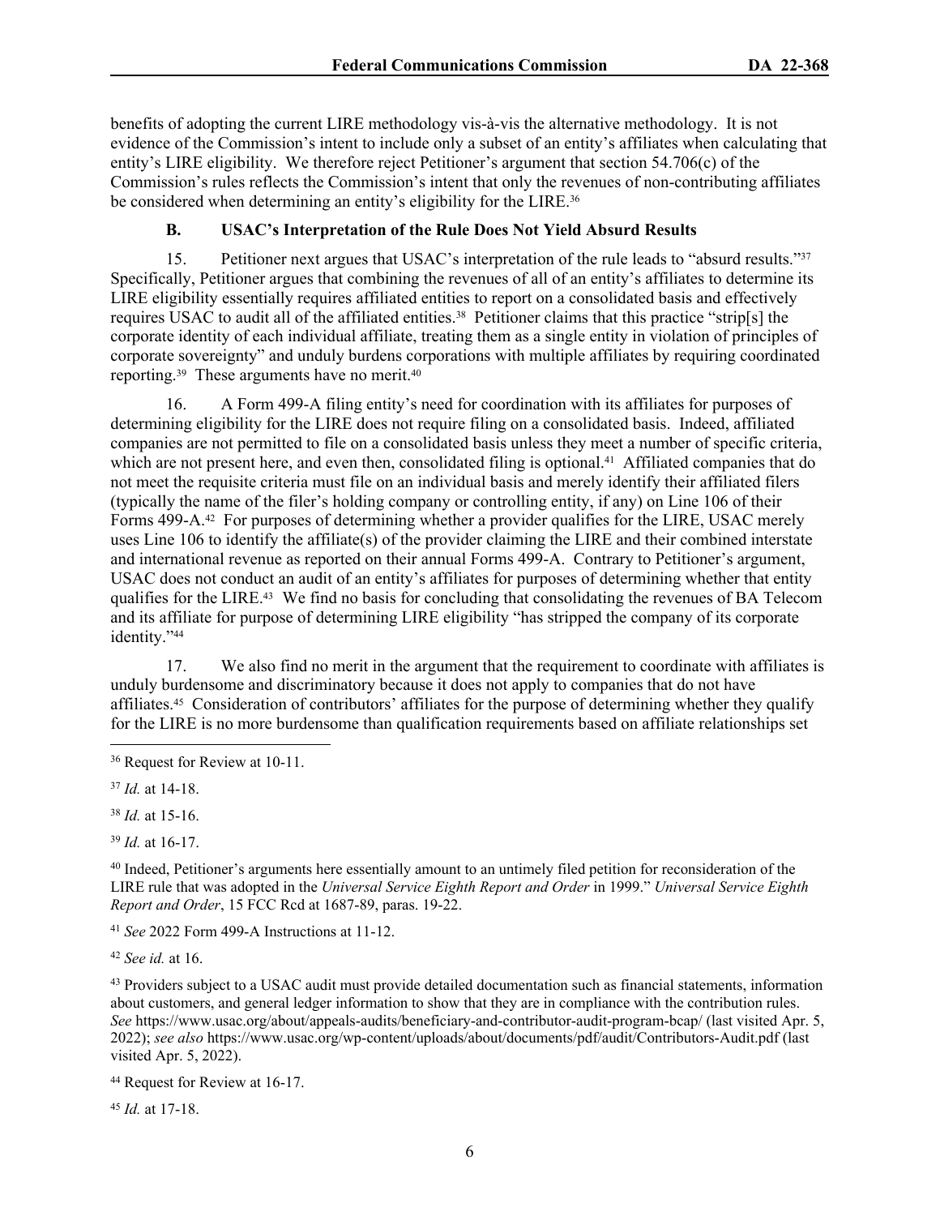benefits of adopting the current LIRE methodology vis-à-vis the alternative methodology. It is not evidence of the Commission's intent to include only a subset of an entity's affiliates when calculating that entity's LIRE eligibility. We therefore reject Petitioner's argument that section 54.706(c) of the Commission's rules reflects the Commission's intent that only the revenues of non-contributing affiliates be considered when determining an entity's eligibility for the LIRE.[36]

### B. USAC's Interpretation of the Rule Does Not Yield Absurd Results

15. Petitioner next argues that USAC's interpretation of the rule leads to "absurd results."[37] Specifically, Petitioner argues that combining the revenues of all of an entity's affiliates to determine its LIRE eligibility essentially requires affiliated entities to report on a consolidated basis and effectively requires USAC to audit all of the affiliated entities.[38] Petitioner claims that this practice "strip[s] the corporate identity of each individual affiliate, treating them as a single entity in violation of principles of corporate sovereignty" and unduly burdens corporations with multiple affiliates by requiring coordinated reporting.[39] These arguments have no merit.[40]

16. A Form 499-A filing entity's need for coordination with its affiliates for purposes of determining eligibility for the LIRE does not require filing on a consolidated basis. Indeed, affiliated companies are not permitted to file on a consolidated basis unless they meet a number of specific criteria, which are not present here, and even then, consolidated filing is optional.[41] Affiliated companies that do not meet the requisite criteria must file on an individual basis and merely identify their affiliated filers (typically the name of the filer's holding company or controlling entity, if any) on Line 106 of their Forms 499-A.[42] For purposes of determining whether a provider qualifies for the LIRE, USAC merely uses Line 106 to identify the affiliate(s) of the provider claiming the LIRE and their combined interstate and international revenue as reported on their annual Forms 499-A. Contrary to Petitioner's argument, USAC does not conduct an audit of an entity's affiliates for purposes of determining whether that entity qualifies for the LIRE.[43] We find no basis for concluding that consolidating the revenues of BA Telecom and its affiliate for purpose of determining LIRE eligibility "has stripped the company of its corporate identity."[44]

17. We also find no merit in the argument that the requirement to coordinate with affiliates is unduly burdensome and discriminatory because it does not apply to companies that do not have affiliates.[45] Consideration of contributors' affiliates for the purpose of determining whether they qualify for the LIRE is no more burdensome than qualification requirements based on affiliate relationships set

---

[36] Request for Review at 10-11.

[37] *Id.* at 14-18.

[38] *Id.* at 15-16.

[39] *Id.* at 16-17.

[40] Indeed, Petitioner's arguments here essentially amount to an untimely filed petition for reconsideration of the LIRE rule that was adopted in the *Universal Service Eighth Report and Order* in 1999." *Universal Service Eighth Report and Order*, 15 FCC Rcd at 1687-89, paras. 19-22.

[41] *See* 2022 Form 499-A Instructions at 11-12.

[42] *See id.* at 16.

[43] Providers subject to a USAC audit must provide detailed documentation such as financial statements, information about customers, and general ledger information to show that they are in compliance with the contribution rules. *See* https://www.usac.org/about/appeals-audits/beneficiary-and-contributor-audit-program-bcap/ (last visited Apr. 5, 2022); *see also* https://www.usac.org/wp-content/uploads/about/documents/pdf/audit/Contributors-Audit.pdf (last visited Apr. 5, 2022).

[44] Request for Review at 16-17.

[45] *Id.* at 17-18.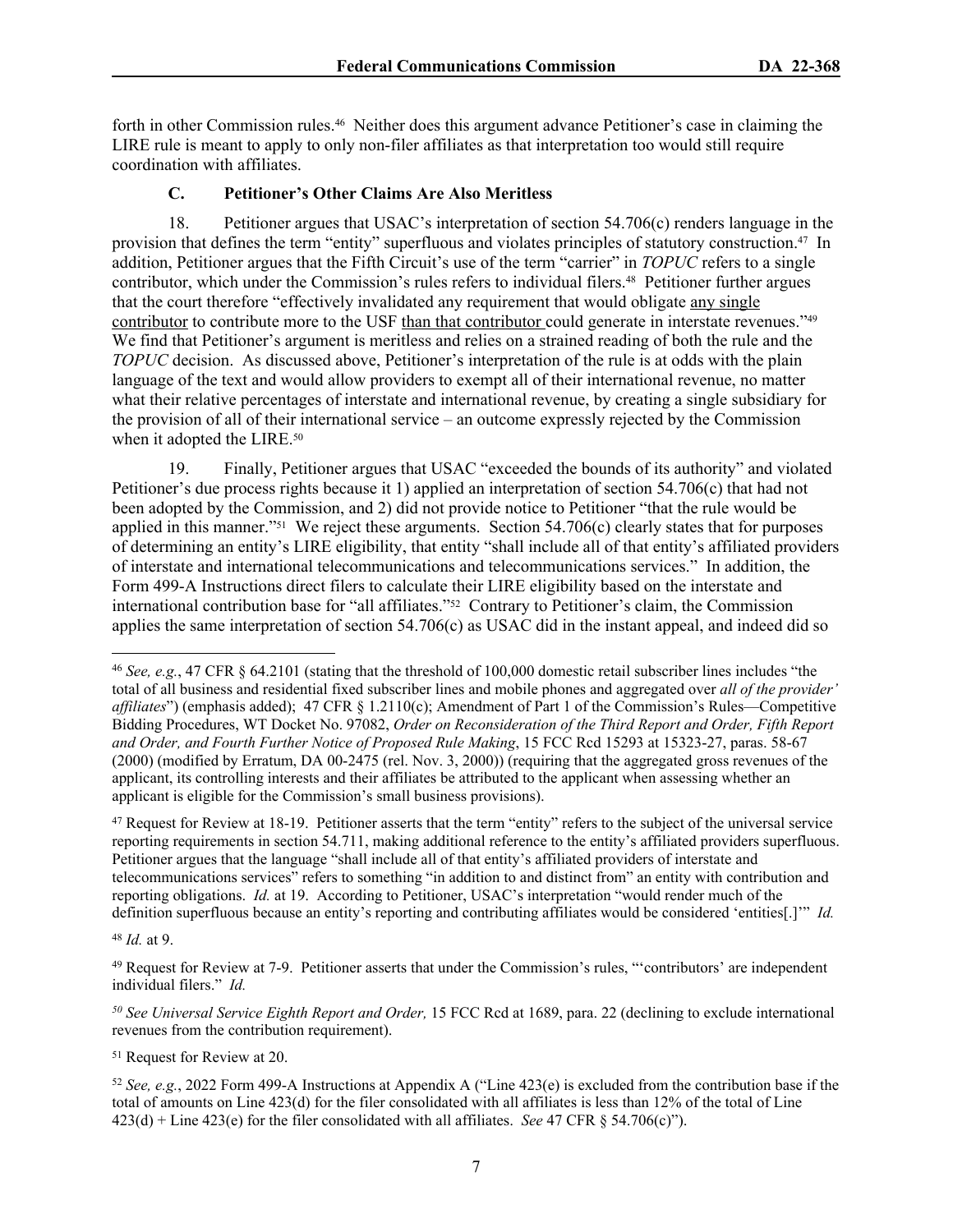forth in other Commission rules.[46] Neither does this argument advance Petitioner's case in claiming the LIRE rule is meant to apply to only non-filer affiliates as that interpretation too would still require coordination with affiliates.

### C. Petitioner's Other Claims Are Also Meritless

18. Petitioner argues that USAC's interpretation of section 54.706(c) renders language in the provision that defines the term "entity" superfluous and violates principles of statutory construction.[47] In addition, Petitioner argues that the Fifth Circuit's use of the term "carrier" in *TOPUC* refers to a single contributor, which under the Commission's rules refers to individual filers.[48] Petitioner further argues that the court therefore "effectively invalidated any requirement that would obligate <u>any single contributor</u> to contribute more to the USF <u>than that contributor</u> could generate in interstate revenues."[49] We find that Petitioner's argument is meritless and relies on a strained reading of both the rule and the *TOPUC* decision. As discussed above, Petitioner's interpretation of the rule is at odds with the plain language of the text and would allow providers to exempt all of their international revenue, no matter what their relative percentages of interstate and international revenue, by creating a single subsidiary for the provision of all of their international service – an outcome expressly rejected by the Commission when it adopted the LIRE.[50]

19. Finally, Petitioner argues that USAC "exceeded the bounds of its authority" and violated Petitioner's due process rights because it 1) applied an interpretation of section 54.706(c) that had not been adopted by the Commission, and 2) did not provide notice to Petitioner "that the rule would be applied in this manner."[51] We reject these arguments. Section 54.706(c) clearly states that for purposes of determining an entity's LIRE eligibility, that entity "shall include all of that entity's affiliated providers of interstate and international telecommunications and telecommunications services." In addition, the Form 499-A Instructions direct filers to calculate their LIRE eligibility based on the interstate and international contribution base for "all affiliates."[52] Contrary to Petitioner's claim, the Commission applies the same interpretation of section 54.706(c) as USAC did in the instant appeal, and indeed did so

---

[46] *See, e.g.*, 47 CFR § 64.2101 (stating that the threshold of 100,000 domestic retail subscriber lines includes "the total of all business and residential fixed subscriber lines and mobile phones and aggregated over *all of the provider' affiliates*") (emphasis added); 47 CFR § 1.2110(c); Amendment of Part 1 of the Commission's Rules—Competitive Bidding Procedures, WT Docket No. 97082, *Order on Reconsideration of the Third Report and Order, Fifth Report and Order, and Fourth Further Notice of Proposed Rule Making*, 15 FCC Rcd 15293 at 15323-27, paras. 58-67 (2000) (modified by Erratum, DA 00-2475 (rel. Nov. 3, 2000)) (requiring that the aggregated gross revenues of the applicant, its controlling interests and their affiliates be attributed to the applicant when assessing whether an applicant is eligible for the Commission's small business provisions).

[47] Request for Review at 18-19. Petitioner asserts that the term "entity" refers to the subject of the universal service reporting requirements in section 54.711, making additional reference to the entity's affiliated providers superfluous. Petitioner argues that the language "shall include all of that entity's affiliated providers of interstate and telecommunications services" refers to something "in addition to and distinct from" an entity with contribution and reporting obligations. *Id.* at 19. According to Petitioner, USAC's interpretation "would render much of the definition superfluous because an entity's reporting and contributing affiliates would be considered 'entities[.]'" *Id.*

[48] *Id.* at 9.

[49] Request for Review at 7-9. Petitioner asserts that under the Commission's rules, "'contributors' are independent individual filers." *Id.*

[50] *See Universal Service Eighth Report and Order,* 15 FCC Rcd at 1689, para. 22 (declining to exclude international revenues from the contribution requirement).

[51] Request for Review at 20.

[52] *See, e.g.*, 2022 Form 499-A Instructions at Appendix A ("Line 423(e) is excluded from the contribution base if the total of amounts on Line 423(d) for the filer consolidated with all affiliates is less than 12% of the total of Line 423(d) + Line 423(e) for the filer consolidated with all affiliates. *See* 47 CFR § 54.706(c)").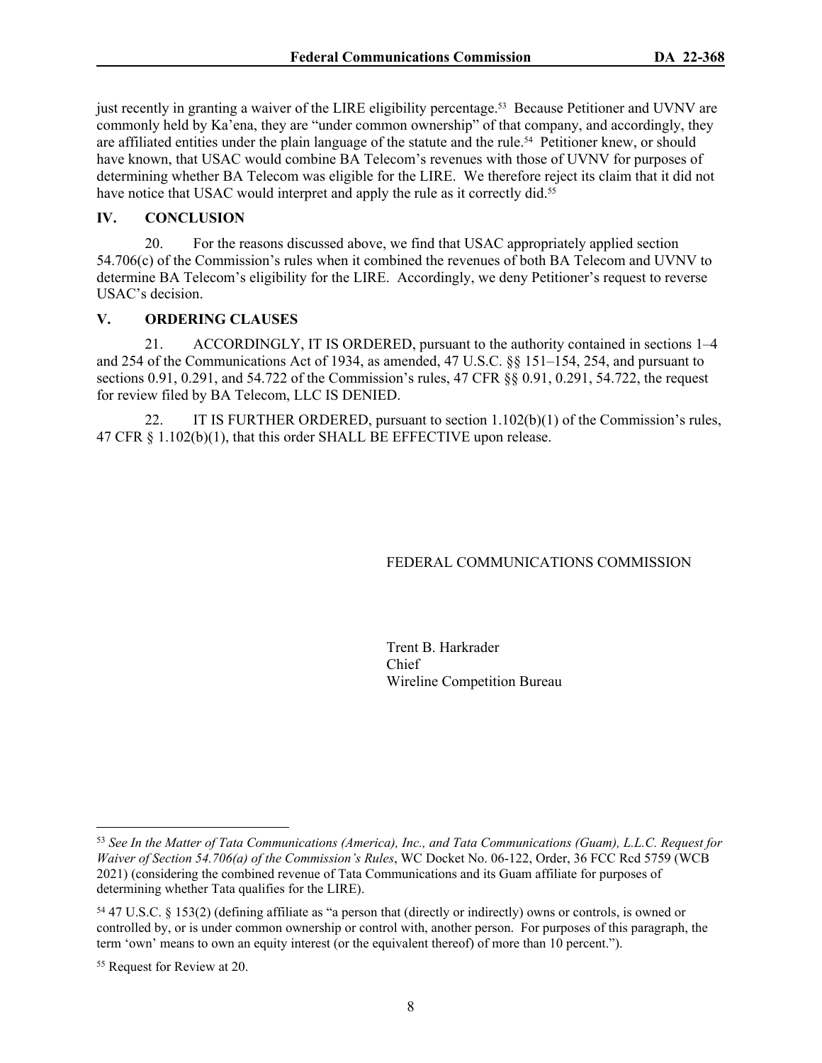just recently in granting a waiver of the LIRE eligibility percentage.[53] Because Petitioner and UVNV are commonly held by Ka'ena, they are "under common ownership" of that company, and accordingly, they are affiliated entities under the plain language of the statute and the rule.[54] Petitioner knew, or should have known, that USAC would combine BA Telecom's revenues with those of UVNV for purposes of determining whether BA Telecom was eligible for the LIRE. We therefore reject its claim that it did not have notice that USAC would interpret and apply the rule as it correctly did.[55]

## IV. CONCLUSION

20. For the reasons discussed above, we find that USAC appropriately applied section 54.706(c) of the Commission's rules when it combined the revenues of both BA Telecom and UVNV to determine BA Telecom's eligibility for the LIRE. Accordingly, we deny Petitioner's request to reverse USAC's decision.

## V. ORDERING CLAUSES

21. ACCORDINGLY, IT IS ORDERED, pursuant to the authority contained in sections 1–4 and 254 of the Communications Act of 1934, as amended, 47 U.S.C. §§ 151–154, 254, and pursuant to sections 0.91, 0.291, and 54.722 of the Commission's rules, 47 CFR §§ 0.91, 0.291, 54.722, the request for review filed by BA Telecom, LLC IS DENIED.

22. IT IS FURTHER ORDERED, pursuant to section 1.102(b)(1) of the Commission's rules, 47 CFR § 1.102(b)(1), that this order SHALL BE EFFECTIVE upon release.

FEDERAL COMMUNICATIONS COMMISSION

Trent B. Harkrader
Chief
Wireline Competition Bureau

---

[53] *See In the Matter of Tata Communications (America), Inc., and Tata Communications (Guam), L.L.C. Request for Waiver of Section 54.706(a) of the Commission's Rules*, WC Docket No. 06-122, Order, 36 FCC Rcd 5759 (WCB 2021) (considering the combined revenue of Tata Communications and its Guam affiliate for purposes of determining whether Tata qualifies for the LIRE).

[54] 47 U.S.C. § 153(2) (defining affiliate as "a person that (directly or indirectly) owns or controls, is owned or controlled by, or is under common ownership or control with, another person. For purposes of this paragraph, the term 'own' means to own an equity interest (or the equivalent thereof) of more than 10 percent.").

[55] Request for Review at 20.